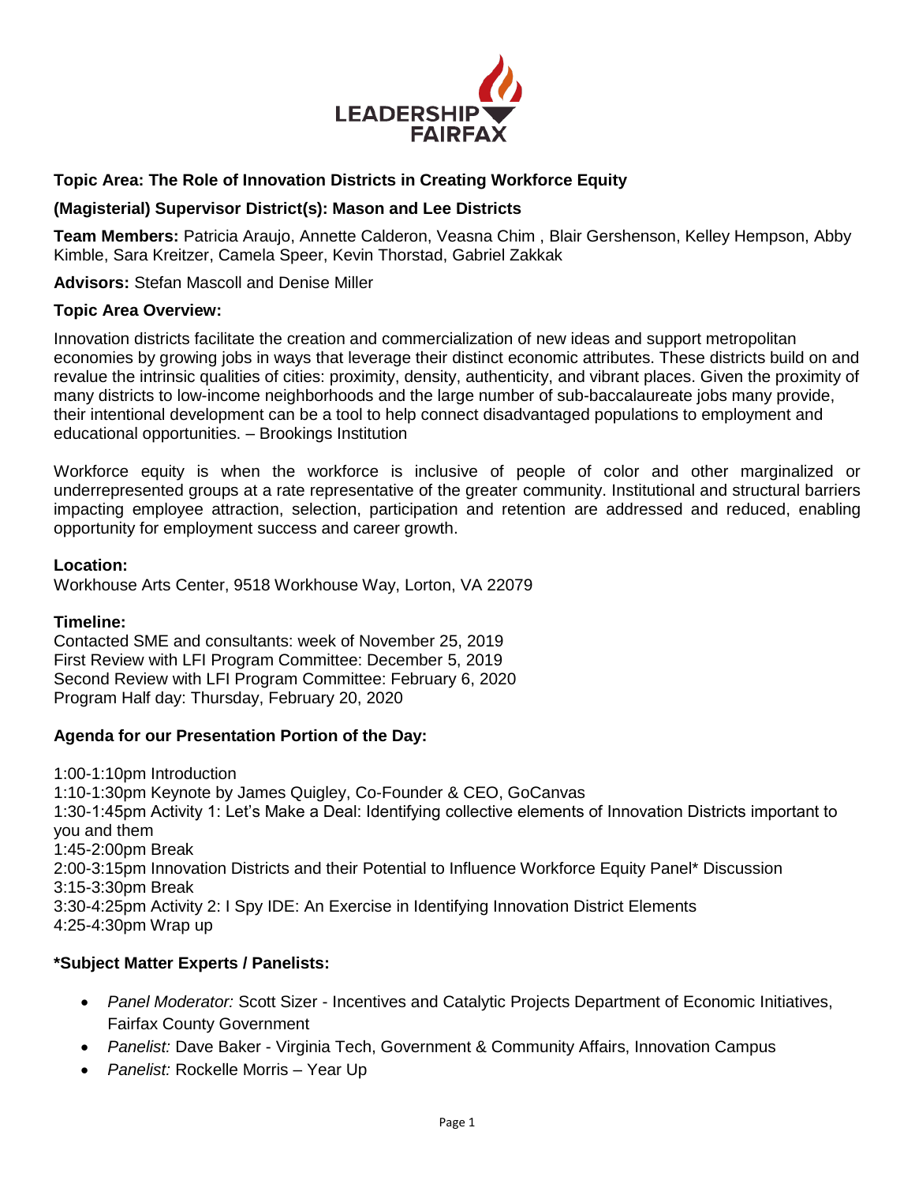**Topic Area: The Role of Innovation Districts in Creating Workforce Equity**

**(Magisterial) Supervisor District(s): Mason and Lee Districts**

**Team Members:** Patricia Araujo, Annette Calderon, Veasna Chim , Blair Gershenson, Kelley Hempson, Abby Kimble, Sara Kreitzer, Camela Speer, Kevin Thorstad, Gabriel Zakkak

**Advisors:** Stefan Mascoll and Denise Miller

**Topic Area Overview:**

Innovation districts facilitate the creation and commercialization of new ideas and support metropolitan economies by growing jobs in ways that leverage their distinct economic attributes. These districts build on and revalue the intrinsic qualities of cities: proximity, density, authenticity, and vibrant places. Given the proximity of many districts to low-income neighborhoods and the large number of sub-baccalaureate jobs many provide, their intentional development can be a tool to help connect disadvantaged populations to employment and educational opportunities. – Brookings Institution

Workforce equity is when the workforce is inclusive of people of color and other marginalized or underrepresented groups at a rate representative of the greater community. Institutional and structural barriers impacting employee attraction, selection, participation and retention are addressed and reduced, enabling opportunity for employment success and career growth.

**Location:**
Workhouse Arts Center, 9518 Workhouse Way, Lorton, VA 22079

**Timeline:**
Contacted SME and consultants: week of November 25, 2019
First Review with LFI Program Committee: December 5, 2019
Second Review with LFI Program Committee: February 6, 2020
Program Half day: Thursday, February 20, 2020

**Agenda for our Presentation Portion of the Day:**

1:00-1:10pm Introduction
1:10-1:30pm Keynote by James Quigley, Co-Founder & CEO, GoCanvas
1:30-1:45pm Activity 1: Let's Make a Deal: Identifying collective elements of Innovation Districts important to you and them
1:45-2:00pm Break
2:00-3:15pm Innovation Districts and their Potential to Influence Workforce Equity Panel* Discussion
3:15-3:30pm Break
3:30-4:25pm Activity 2: I Spy IDE: An Exercise in Identifying Innovation District Elements
4:25-4:30pm Wrap up

**\*Subject Matter Experts / Panelists:**

- *Panel Moderator:* Scott Sizer - Incentives and Catalytic Projects Department of Economic Initiatives, Fairfax County Government
- *Panelist:* Dave Baker - Virginia Tech, Government & Community Affairs, Innovation Campus
- *Panelist:* Rockelle Morris – Year Up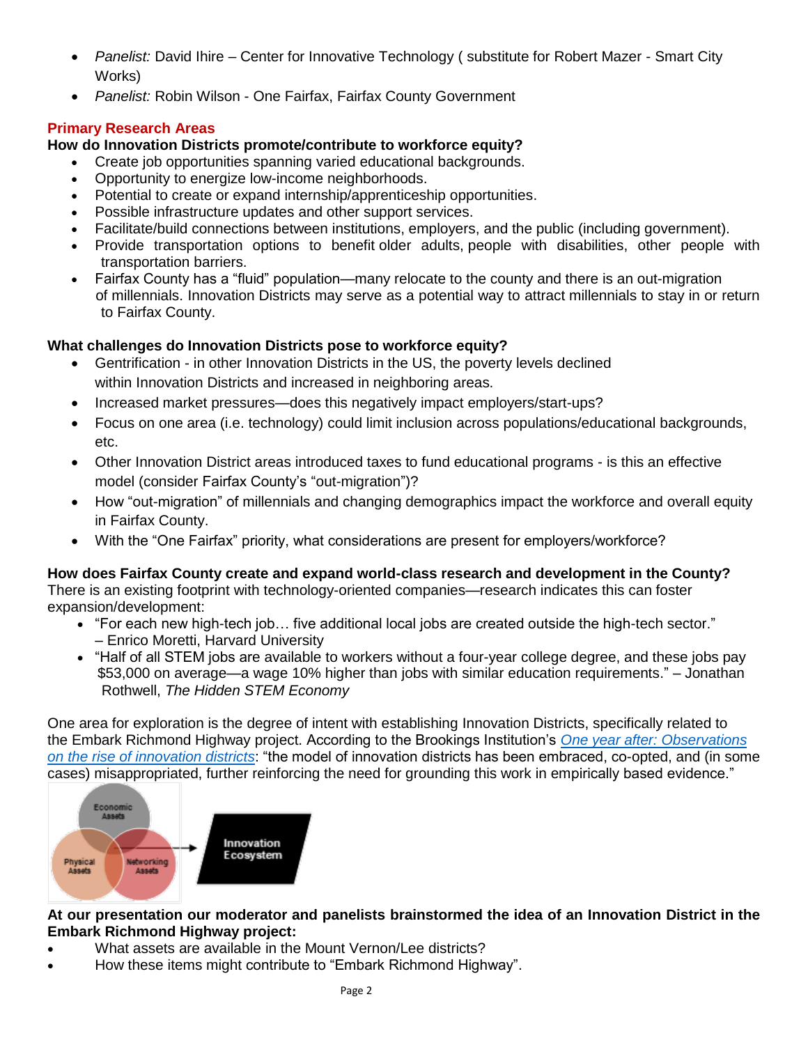- *Panelist:* David Ihire – Center for Innovative Technology ( substitute for Robert Mazer - Smart City Works)
- *Panelist:* Robin Wilson - One Fairfax, Fairfax County Government

## Primary Research Areas

**How do Innovation Districts promote/contribute to workforce equity?**

- Create job opportunities spanning varied educational backgrounds.
- Opportunity to energize low-income neighborhoods.
- Potential to create or expand internship/apprenticeship opportunities.
- Possible infrastructure updates and other support services.
- Facilitate/build connections between institutions, employers, and the public (including government).
- Provide transportation options to benefit older adults, people with disabilities, other people with transportation barriers.
- Fairfax County has a "fluid" population—many relocate to the county and there is an out-migration of millennials. Innovation Districts may serve as a potential way to attract millennials to stay in or return to Fairfax County.

**What challenges do Innovation Districts pose to workforce equity?**

- Gentrification - in other Innovation Districts in the US, the poverty levels declined within Innovation Districts and increased in neighboring areas.
- Increased market pressures—does this negatively impact employers/start-ups?
- Focus on one area (i.e. technology) could limit inclusion across populations/educational backgrounds, etc.
- Other Innovation District areas introduced taxes to fund educational programs - is this an effective model (consider Fairfax County's "out-migration")?
- How "out-migration" of millennials and changing demographics impact the workforce and overall equity in Fairfax County.
- With the "One Fairfax" priority, what considerations are present for employers/workforce?

**How does Fairfax County create and expand world-class research and development in the County?**
There is an existing footprint with technology-oriented companies—research indicates this can foster expansion/development:

- "For each new high-tech job… five additional local jobs are created outside the high-tech sector." – Enrico Moretti, Harvard University
- "Half of all STEM jobs are available to workers without a four-year college degree, and these jobs pay $53,000 on average—a wage 10% higher than jobs with similar education requirements." – Jonathan Rothwell, *The Hidden STEM Economy*

One area for exploration is the degree of intent with establishing Innovation Districts, specifically related to the Embark Richmond Highway project. According to the Brookings Institution's *One year after: Observations on the rise of innovation districts*: "the model of innovation districts has been embraced, co-opted, and (in some cases) misappropriated, further reinforcing the need for grounding this work in empirically based evidence."

Economic Assets, Physical Assets, Networking Assets → Innovation Ecosystem

**At our presentation our moderator and panelists brainstormed the idea of an Innovation District in the Embark Richmond Highway project:**

- What assets are available in the Mount Vernon/Lee districts?
- How these items might contribute to "Embark Richmond Highway".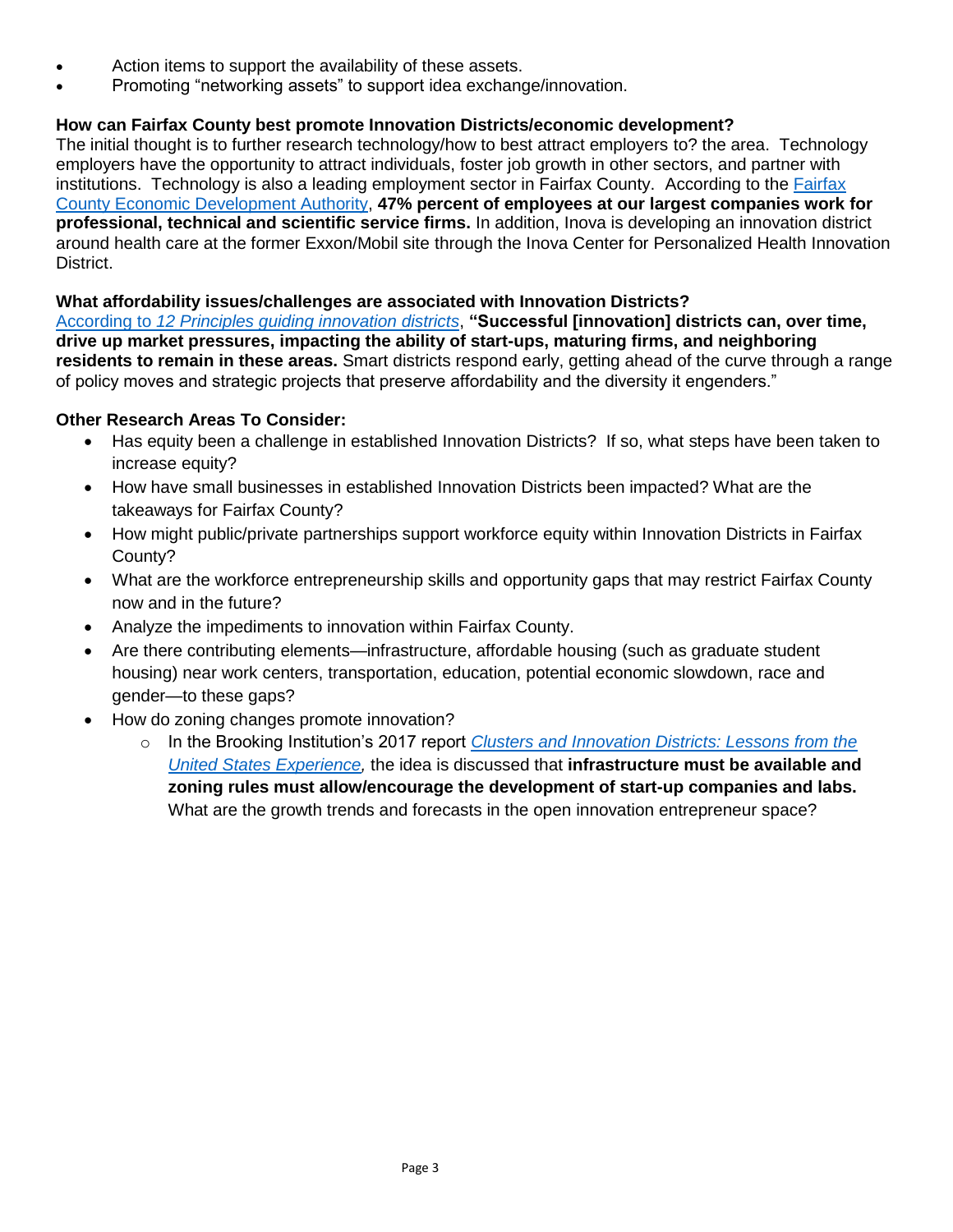- Action items to support the availability of these assets.
- Promoting "networking assets" to support idea exchange/innovation.

**How can Fairfax County best promote Innovation Districts/economic development?**

The initial thought is to further research technology/how to best attract employers to? the area. Technology employers have the opportunity to attract individuals, foster job growth in other sectors, and partner with institutions. Technology is also a leading employment sector in Fairfax County. According to the Fairfax County Economic Development Authority, **47% percent of employees at our largest companies work for professional, technical and scientific service firms.** In addition, Inova is developing an innovation district around health care at the former Exxon/Mobil site through the Inova Center for Personalized Health Innovation District.

**What affordability issues/challenges are associated with Innovation Districts?**

According to *12 Principles guiding innovation districts*, **"Successful [innovation] districts can, over time, drive up market pressures, impacting the ability of start-ups, maturing firms, and neighboring residents to remain in these areas.** Smart districts respond early, getting ahead of the curve through a range of policy moves and strategic projects that preserve affordability and the diversity it engenders."

**Other Research Areas To Consider:**

- Has equity been a challenge in established Innovation Districts? If so, what steps have been taken to increase equity?
- How have small businesses in established Innovation Districts been impacted? What are the takeaways for Fairfax County?
- How might public/private partnerships support workforce equity within Innovation Districts in Fairfax County?
- What are the workforce entrepreneurship skills and opportunity gaps that may restrict Fairfax County now and in the future?
- Analyze the impediments to innovation within Fairfax County.
- Are there contributing elements—infrastructure, affordable housing (such as graduate student housing) near work centers, transportation, education, potential economic slowdown, race and gender—to these gaps?
- How do zoning changes promote innovation?
  - In the Brooking Institution's 2017 report *Clusters and Innovation Districts: Lessons from the United States Experience*, the idea is discussed that **infrastructure must be available and zoning rules must allow/encourage the development of start-up companies and labs.** What are the growth trends and forecasts in the open innovation entrepreneur space?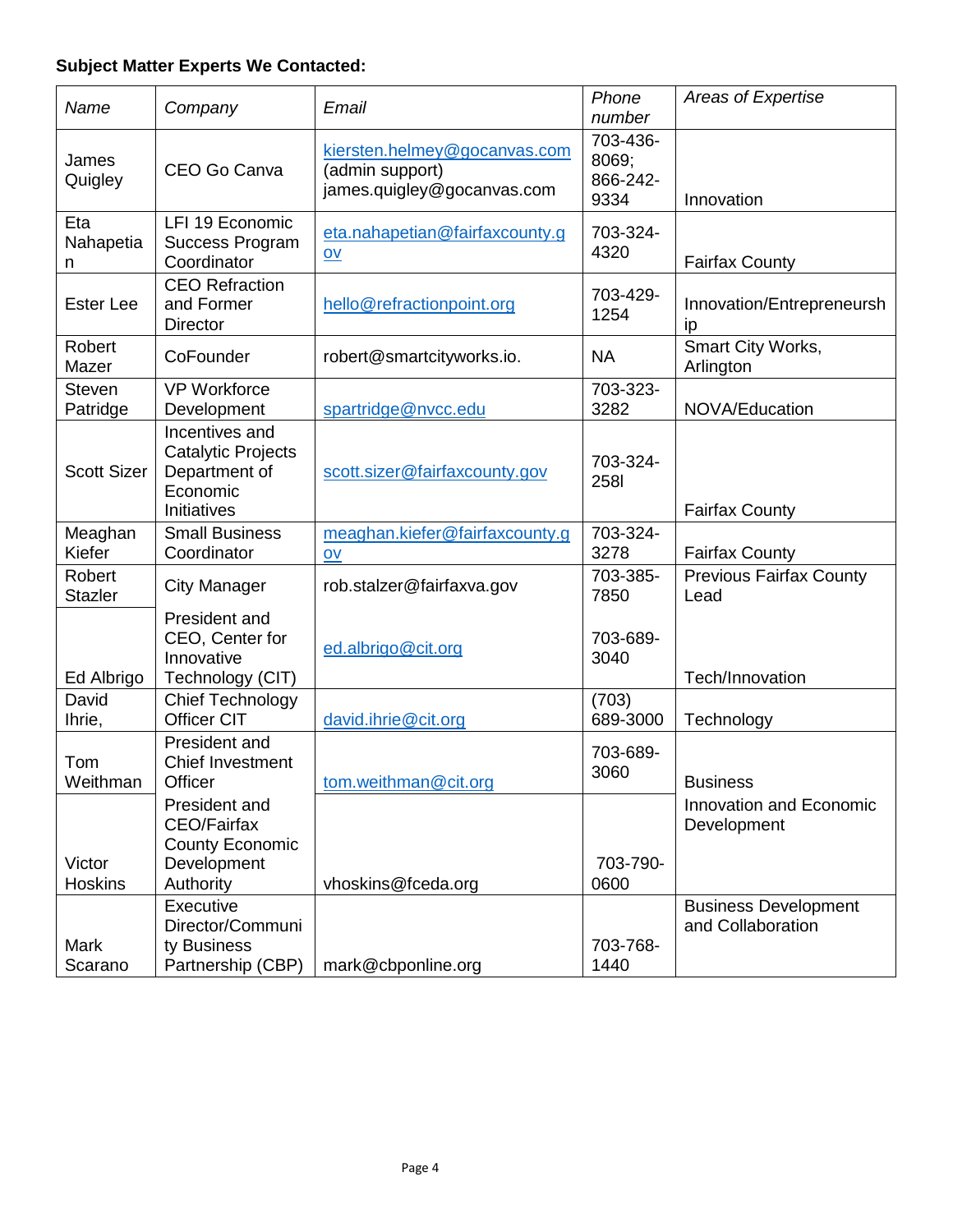**Subject Matter Experts We Contacted:**

| *Name* | *Company* | *Email* | *Phone number* | *Areas of Expertise* |
|---|---|---|---|---|
| James Quigley | CEO Go Canva | kiersten.helmey@gocanvas.com (admin support) james.quigley@gocanvas.com | 703-436-8069; 866-242-9334 | Innovation |
| Eta Nahapetian | LFI 19 Economic Success Program Coordinator | eta.nahapetian@fairfaxcounty.gov | 703-324-4320 | Fairfax County |
| Ester Lee | CEO Refraction and Former Director | hello@refractionpoint.org | 703-429-1254 | Innovation/Entrepreneurship |
| Robert Mazer | CoFounder | robert@smartcityworks.io. | NA | Smart City Works, Arlington |
| Steven Patridge | VP Workforce Development | spartridge@nvcc.edu | 703-323-3282 | NOVA/Education |
| Scott Sizer | Incentives and Catalytic Projects Department of Economic Initiatives | scott.sizer@fairfaxcounty.gov | 703-324-258l | Fairfax County |
| Meaghan Kiefer | Small Business Coordinator | meaghan.kiefer@fairfaxcounty.gov | 703-324-3278 | Fairfax County |
| Robert Stazler | City Manager | rob.stalzer@fairfaxva.gov | 703-385-7850 | Previous Fairfax County Lead |
| Ed Albrigo | President and CEO, Center for Innovative Technology (CIT) | ed.albrigo@cit.org | 703-689-3040 | Tech/Innovation |
| David Ihrie, | Chief Technology Officer CIT | david.ihrie@cit.org | (703) 689-3000 | Technology |
| Tom Weithman | President and Chief Investment Officer | tom.weithman@cit.org | 703-689-3060 | Business |
| Victor Hoskins | President and CEO/Fairfax County Economic Development Authority | vhoskins@fceda.org | 703-790-0600 | Innovation and Economic Development |
| Mark Scarano | Executive Director/Community Business Partnership (CBP) | mark@cbponline.org | 703-768-1440 | Business Development and Collaboration |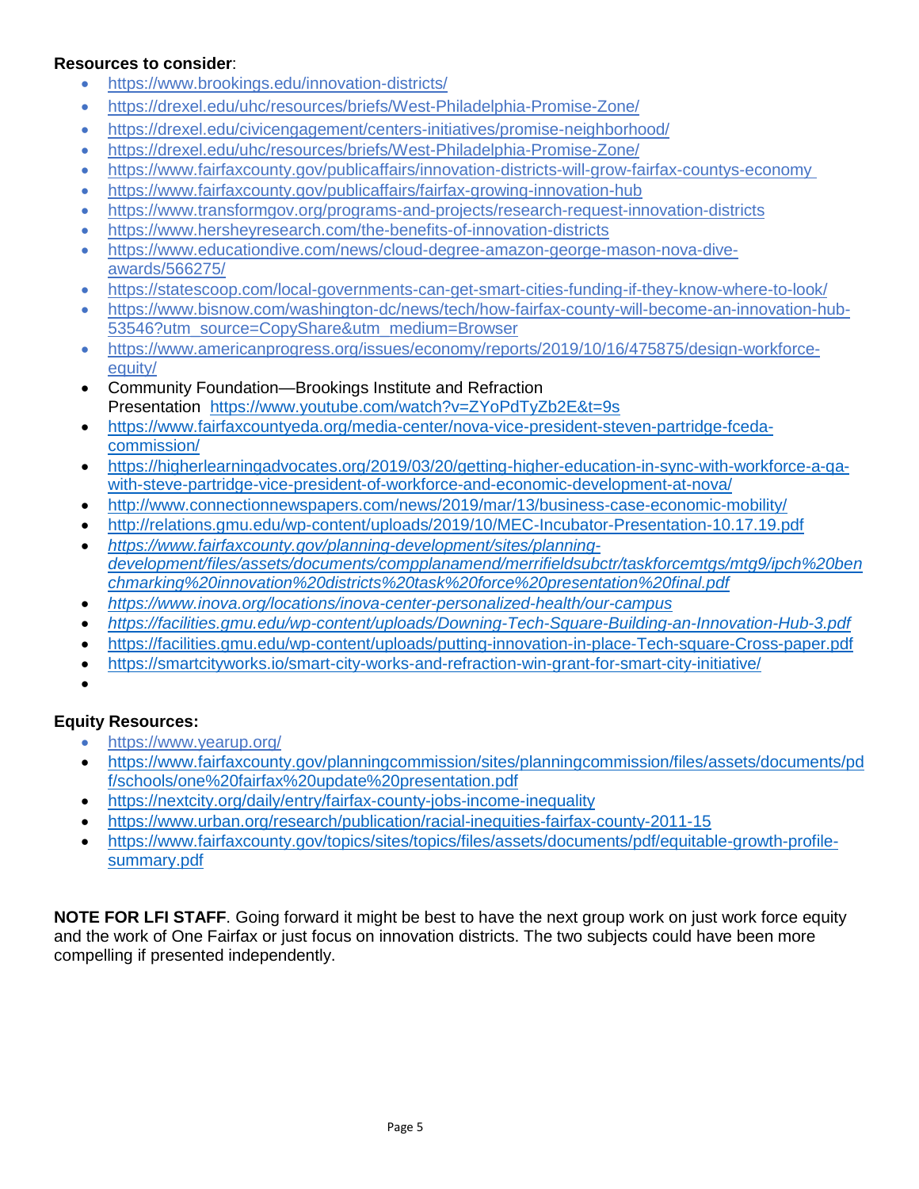**Resources to consider**:

- https://www.brookings.edu/innovation-districts/
- https://drexel.edu/uhc/resources/briefs/West-Philadelphia-Promise-Zone/
- https://drexel.edu/civicengagement/centers-initiatives/promise-neighborhood/
- https://drexel.edu/uhc/resources/briefs/West-Philadelphia-Promise-Zone/
- https://www.fairfaxcounty.gov/publicaffairs/innovation-districts-will-grow-fairfax-countys-economy
- https://www.fairfaxcounty.gov/publicaffairs/fairfax-growing-innovation-hub
- https://www.transformgov.org/programs-and-projects/research-request-innovation-districts
- https://www.hersheyresearch.com/the-benefits-of-innovation-districts
- https://www.educationdive.com/news/cloud-degree-amazon-george-mason-nova-dive-awards/566275/
- https://statescoop.com/local-governments-can-get-smart-cities-funding-if-they-know-where-to-look/
- https://www.bisnow.com/washington-dc/news/tech/how-fairfax-county-will-become-an-innovation-hub-53546?utm_source=CopyShare&utm_medium=Browser
- https://www.americanprogress.org/issues/economy/reports/2019/10/16/475875/design-workforce-equity/
- Community Foundation—Brookings Institute and Refraction Presentation https://www.youtube.com/watch?v=ZYoPdTyZb2E&t=9s
- https://www.fairfaxcountyeda.org/media-center/nova-vice-president-steven-partridge-fceda-commission/
- https://higherlearningadvocates.org/2019/03/20/getting-higher-education-in-sync-with-workforce-a-qa-with-steve-partridge-vice-president-of-workforce-and-economic-development-at-nova/
- http://www.connectionnewspapers.com/news/2019/mar/13/business-case-economic-mobility/
- http://relations.gmu.edu/wp-content/uploads/2019/10/MEC-Incubator-Presentation-10.17.19.pdf
- *https://www.fairfaxcounty.gov/planning-development/sites/planning-development/files/assets/documents/compplanamend/merrifieldsubctr/taskforcemtgs/mtg9/ipch%20benchmarking%20innovation%20districts%20task%20force%20presentation%20final.pdf*
- *https://www.inova.org/locations/inova-center-personalized-health/our-campus*
- *https://facilities.gmu.edu/wp-content/uploads/Downing-Tech-Square-Building-an-Innovation-Hub-3.pdf*
- https://facilities.gmu.edu/wp-content/uploads/putting-innovation-in-place-Tech-square-Cross-paper.pdf
- https://smartcityworks.io/smart-city-works-and-refraction-win-grant-for-smart-city-initiative/

**Equity Resources:**

- https://www.yearup.org/
- https://www.fairfaxcounty.gov/planningcommission/sites/planningcommission/files/assets/documents/pdf/schools/one%20fairfax%20update%20presentation.pdf
- https://nextcity.org/daily/entry/fairfax-county-jobs-income-inequality
- https://www.urban.org/research/publication/racial-inequities-fairfax-county-2011-15
- https://www.fairfaxcounty.gov/topics/sites/topics/files/assets/documents/pdf/equitable-growth-profile-summary.pdf

**NOTE FOR LFI STAFF**. Going forward it might be best to have the next group work on just work force equity and the work of One Fairfax or just focus on innovation districts. The two subjects could have been more compelling if presented independently.